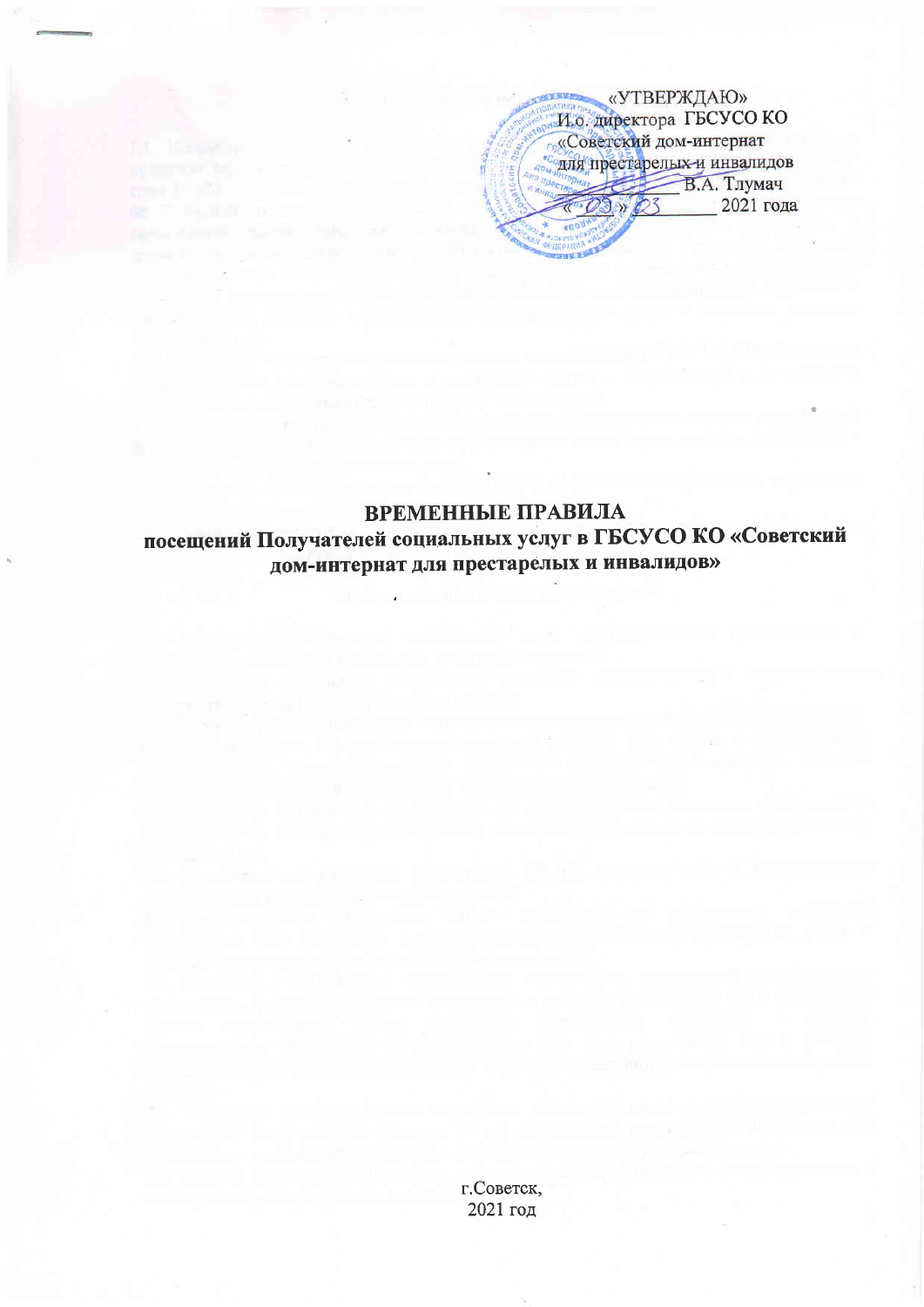«УТВЕРЖДАЮ»
И.о. директора ГБСУСО КО
«Советский дом-интернат
для престарелых и инвалидов
_________ В.А. Тлумач
«_03_» _03_________ 2021 года

# ВРЕМЕННЫЕ ПРАВИЛА
## посещений Получателей социальных услуг в ГБСУСО КО «Советский дом-интернат для престарелых и инвалидов»

г.Советск,
2021 год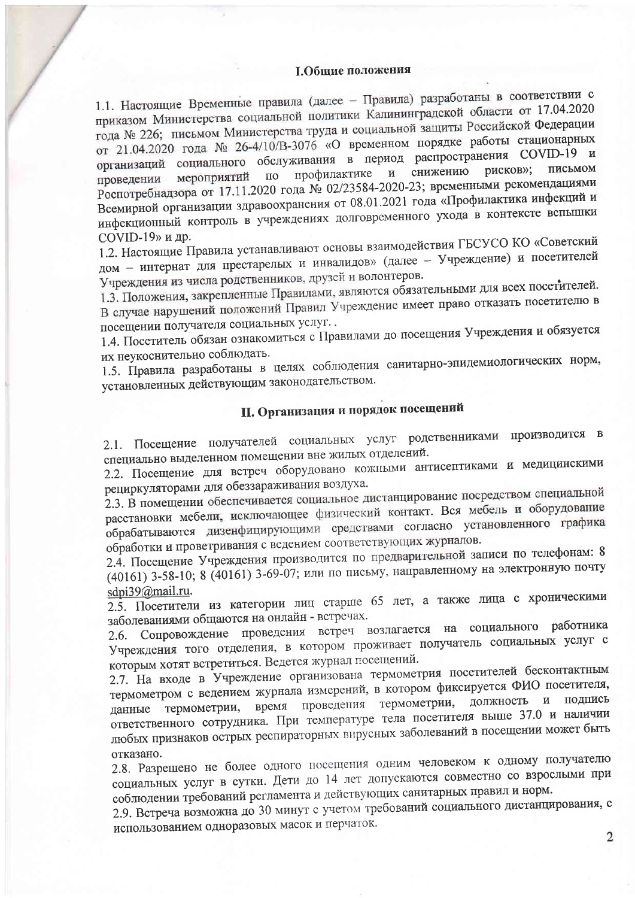## I.Общие положения

1.1. Настоящие Временные правила (далее – Правила) разработаны в соответствии с приказом Министерства социальной политики Калининградской области от 17.04.2020 года № 226; письмом Министерства труда и социальной защиты Российской Федерации от 21.04.2020 года № 26-4/10/В-3076 «О временном порядке работы стационарных организаций социального обслуживания в период распространения COVID-19 и проведении мероприятий по профилактике и снижению рисков»; письмом Роспотребнадзора от 17.11.2020 года № 02/23584-2020-23; временными рекомендациями Всемирной организации здравоохранения от 08.01.2021 года «Профилактика инфекций и инфекционный контроль в учреждениях долговременного ухода в контексте вспышки COVID-19» и др.

1.2. Настоящие Правила устанавливают основы взаимодействия ГБСУСО КО «Советский дом – интернат для престарелых и инвалидов» (далее – Учреждение) и посетителей Учреждения из числа родственников, друзей и волонтеров.

1.3. Положения, закрепленные Правилами, являются обязательными для всех посетителей. В случае нарушений положений Правил Учреждение имеет право отказать посетителю в посещении получателя социальных услуг. .

1.4. Посетитель обязан ознакомиться с Правилами до посещения Учреждения и обязуется их неукоснительно соблюдать.

1.5. Правила разработаны в целях соблюдения санитарно-эпидемиологических норм, установленных действующим законодательством.

## II. Организация и порядок посещений

2.1. Посещение получателей социальных услуг родственниками производится в специально выделенном помещении вне жилых отделений.

2.2. Посещение для встреч оборудовано кожными антисептиками и медицинскими рециркуляторами для обеззараживания воздуха.

2.3. В помещении обеспечивается социальное дистанцирование посредством специальной расстановки мебели, исключающее физический контакт. Вся мебель и оборудование обрабатываются дизенфицирующими средствами согласно установленного графика обработки и проветривания с ведением соответствующих журналов.

2.4. Посещение Учреждения производится по предварительной записи по телефонам: 8 (40161) 3-58-10; 8 (40161) 3-69-07; или по письму, направленному на электронную почту sdpi39@mail.ru.

2.5. Посетители из категории лиц старше 65 лет, а также лица с хроническими заболеваниями общаются на онлайн - встречах.

2.6. Сопровождение проведения встреч возлагается на социального работника Учреждения того отделения, в котором проживает получатель социальных услуг с которым хотят встретиться. Ведется журнал посещений.

2.7. На входе в Учреждение организована термометрия посетителей бесконтактным термометром с ведением журнала измерений, в котором фиксируется ФИО посетителя, данные термометрии, время проведения термометрии, должность и подпись ответственного сотрудника. При температуре тела посетителя выше 37.0 и наличии любых признаков острых респираторных вирусных заболеваний в посещении может быть отказано.

2.8. Разрешено не более одного посещения одним человеком к одному получателю социальных услуг в сутки. Дети до 14 лет допускаются совместно со взрослыми при соблюдении требований регламента и действующих санитарных правил и норм.

2.9. Встреча возможна до 30 минут с учетом требований социального дистанцирования, с использованием одноразовых масок и перчаток.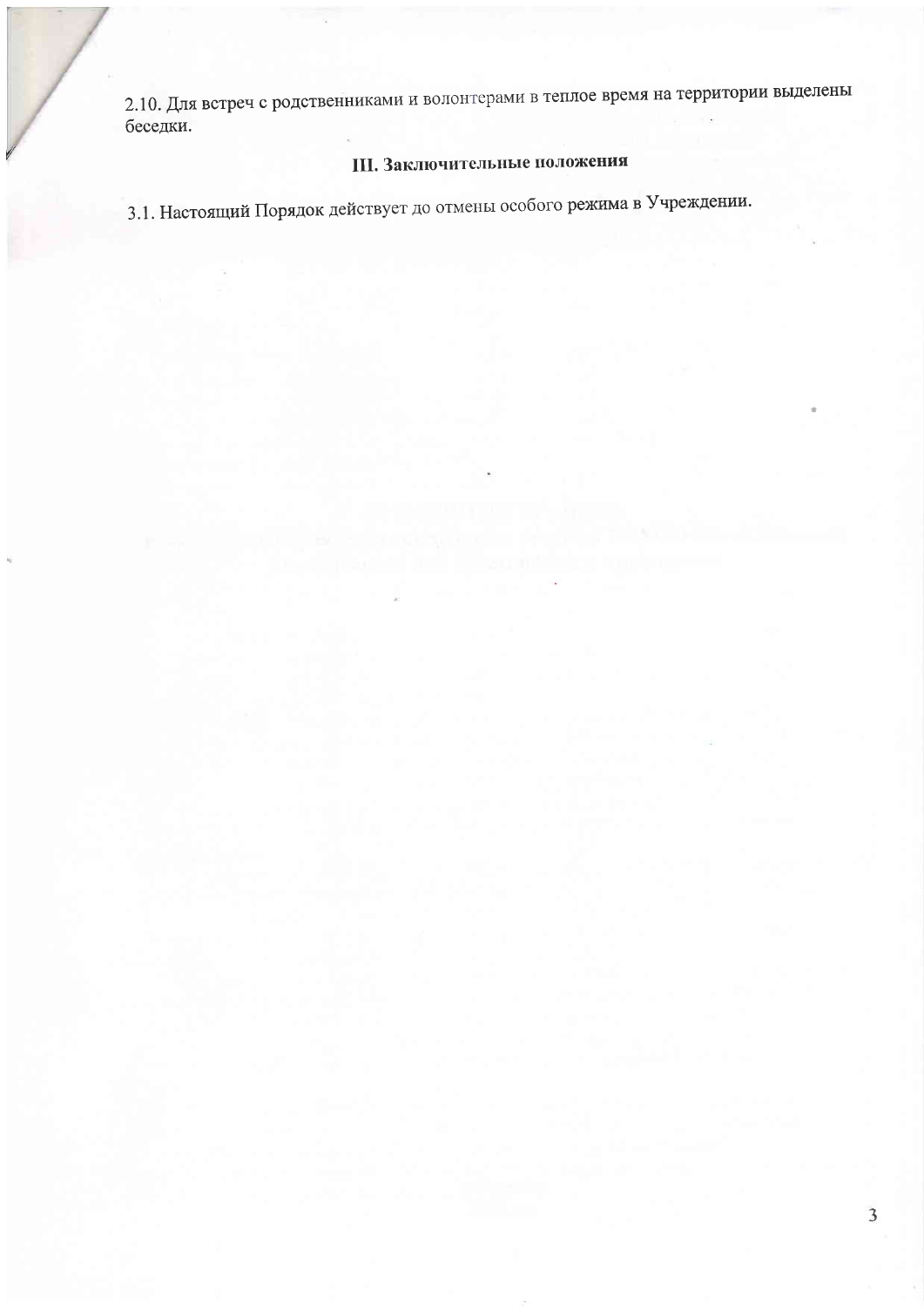2.10. Для встреч с родственниками и волонтерами в теплое время на территории выделены беседки.

## III. Заключительные положения

3.1. Настоящий Порядок действует до отмены особого режима в Учреждении.